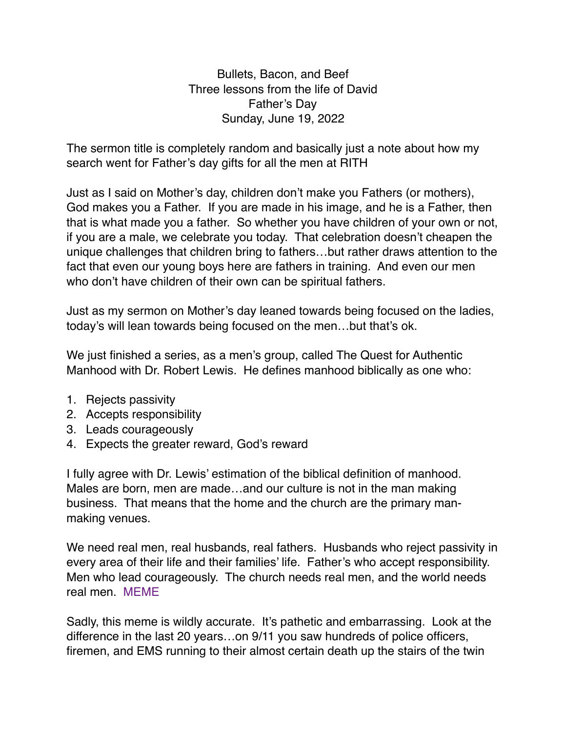Bullets, Bacon, and Beef
Three lessons from the life of David
Father's Day
Sunday, June 19, 2022

The sermon title is completely random and basically just a note about how my search went for Father's day gifts for all the men at RITH

Just as I said on Mother's day, children don't make you Fathers (or mothers), God makes you a Father. If you are made in his image, and he is a Father, then that is what made you a father. So whether you have children of your own or not, if you are a male, we celebrate you today. That celebration doesn't cheapen the unique challenges that children bring to fathers…but rather draws attention to the fact that even our young boys here are fathers in training. And even our men who don't have children of their own can be spiritual fathers.

Just as my sermon on Mother's day leaned towards being focused on the ladies, today's will lean towards being focused on the men…but that's ok.

We just finished a series, as a men's group, called The Quest for Authentic Manhood with Dr. Robert Lewis. He defines manhood biblically as one who:

1. Rejects passivity
2. Accepts responsibility
3. Leads courageously
4. Expects the greater reward, God's reward

I fully agree with Dr. Lewis' estimation of the biblical definition of manhood. Males are born, men are made…and our culture is not in the man making business. That means that the home and the church are the primary man-making venues.

We need real men, real husbands, real fathers. Husbands who reject passivity in every area of their life and their families' life. Father's who accept responsibility. Men who lead courageously. The church needs real men, and the world needs real men. MEME

Sadly, this meme is wildly accurate. It's pathetic and embarrassing. Look at the difference in the last 20 years…on 9/11 you saw hundreds of police officers, firemen, and EMS running to their almost certain death up the stairs of the twin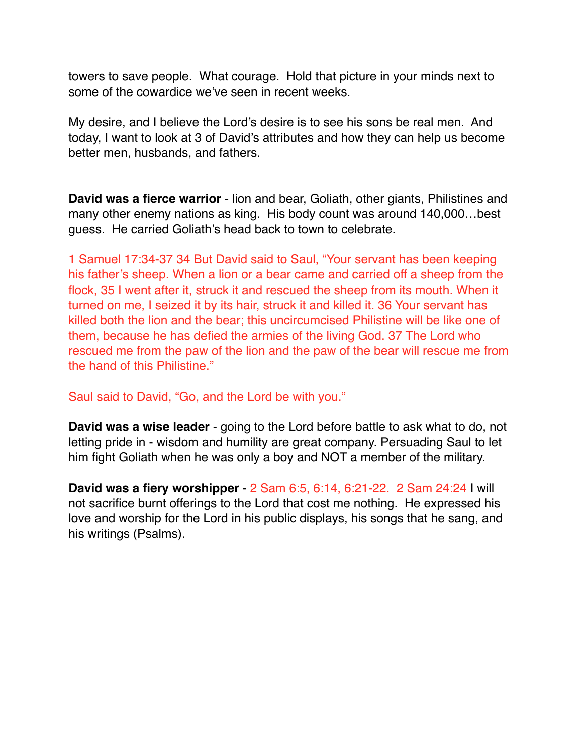towers to save people. What courage. Hold that picture in your minds next to some of the cowardice we've seen in recent weeks.

My desire, and I believe the Lord's desire is to see his sons be real men. And today, I want to look at 3 of David's attributes and how they can help us become better men, husbands, and fathers.

**David was a fierce warrior** - lion and bear, Goliath, other giants, Philistines and many other enemy nations as king. His body count was around 140,000…best guess. He carried Goliath's head back to town to celebrate.

1 Samuel 17:34-37 34 But David said to Saul, "Your servant has been keeping his father's sheep. When a lion or a bear came and carried off a sheep from the flock, 35 I went after it, struck it and rescued the sheep from its mouth. When it turned on me, I seized it by its hair, struck it and killed it. 36 Your servant has killed both the lion and the bear; this uncircumcised Philistine will be like one of them, because he has defied the armies of the living God. 37 The Lord who rescued me from the paw of the lion and the paw of the bear will rescue me from the hand of this Philistine."

Saul said to David, "Go, and the Lord be with you."

**David was a wise leader** - going to the Lord before battle to ask what to do, not letting pride in - wisdom and humility are great company. Persuading Saul to let him fight Goliath when he was only a boy and NOT a member of the military.

**David was a fiery worshipper** - 2 Sam 6:5, 6:14, 6:21-22. 2 Sam 24:24 I will not sacrifice burnt offerings to the Lord that cost me nothing. He expressed his love and worship for the Lord in his public displays, his songs that he sang, and his writings (Psalms).